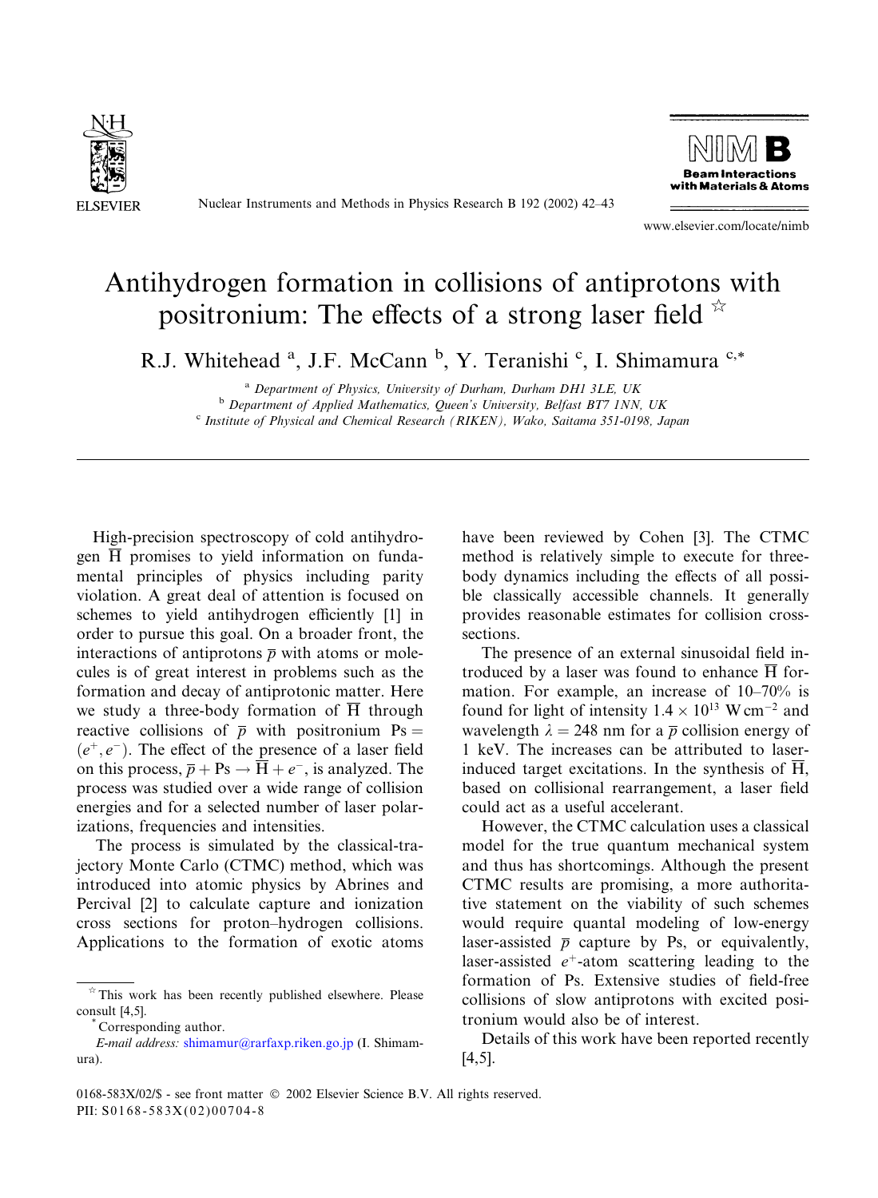# Antihydrogen formation in collisions of antiprotons with positronium: The effects of a strong laser field ☆

R.J. Whitehead [a], J.F. McCann [b], Y. Teranishi [c], I. Shimamura [c,*]

[a] Department of Physics, University of Durham, Durham DH1 3LE, UK
[b] Department of Applied Mathematics, Queen's University, Belfast BT7 1NN, UK
[c] Institute of Physical and Chemical Research (RIKEN), Wako, Saitama 351-0198, Japan

---

High-precision spectroscopy of cold antihydrogen $\overline{\mathrm{H}}$ promises to yield information on fundamental principles of physics including parity violation. A great deal of attention is focused on schemes to yield antihydrogen efficiently [1] in order to pursue this goal. On a broader front, the interactions of antiprotons $\overline{p}$ with atoms or molecules is of great interest in problems such as the formation and decay of antiprotonic matter. Here we study a three-body formation of $\overline{\mathrm{H}}$ through reactive collisions of $\overline{p}$ with positronium $\mathrm{Ps} = (e^+, e^-)$. The effect of the presence of a laser field on this process, $\overline{p} + \mathrm{Ps} \rightarrow \overline{\mathrm{H}} + e^-$, is analyzed. The process was studied over a wide range of collision energies and for a selected number of laser polarizations, frequencies and intensities.

The process is simulated by the classical-trajectory Monte Carlo (CTMC) method, which was introduced into atomic physics by Abrines and Percival [2] to calculate capture and ionization cross sections for proton–hydrogen collisions. Applications to the formation of exotic atoms have been reviewed by Cohen [3]. The CTMC method is relatively simple to execute for three-body dynamics including the effects of all possible classically accessible channels. It generally provides reasonable estimates for collision cross-sections.

The presence of an external sinusoidal field introduced by a laser was found to enhance $\overline{\mathrm{H}}$ formation. For example, an increase of 10–70% is found for light of intensity $1.4 \times 10^{13}\ \mathrm{W\,cm^{-2}}$ and wavelength $\lambda = 248$ nm for a $\overline{p}$ collision energy of 1 keV. The increases can be attributed to laser-induced target excitations. In the synthesis of $\overline{\mathrm{H}}$, based on collisional rearrangement, a laser field could act as a useful accelerant.

However, the CTMC calculation uses a classical model for the true quantum mechanical system and thus has shortcomings. Although the present CTMC results are promising, a more authoritative statement on the viability of such schemes would require quantal modeling of low-energy laser-assisted $\overline{p}$ capture by Ps, or equivalently, laser-assisted $e^+$-atom scattering leading to the formation of Ps. Extensive studies of field-free collisions of slow antiprotons with excited positronium would also be of interest.

Details of this work have been reported recently [4,5].

---

☆ This work has been recently published elsewhere. Please consult [4,5].

* Corresponding author.
*E-mail address:* shimamur@rarfaxp.riken.go.jp (I. Shimamura).

0168-583X/02/$ - see front matter © 2002 Elsevier Science B.V. All rights reserved.
PII: S0168-583X(02)00704-8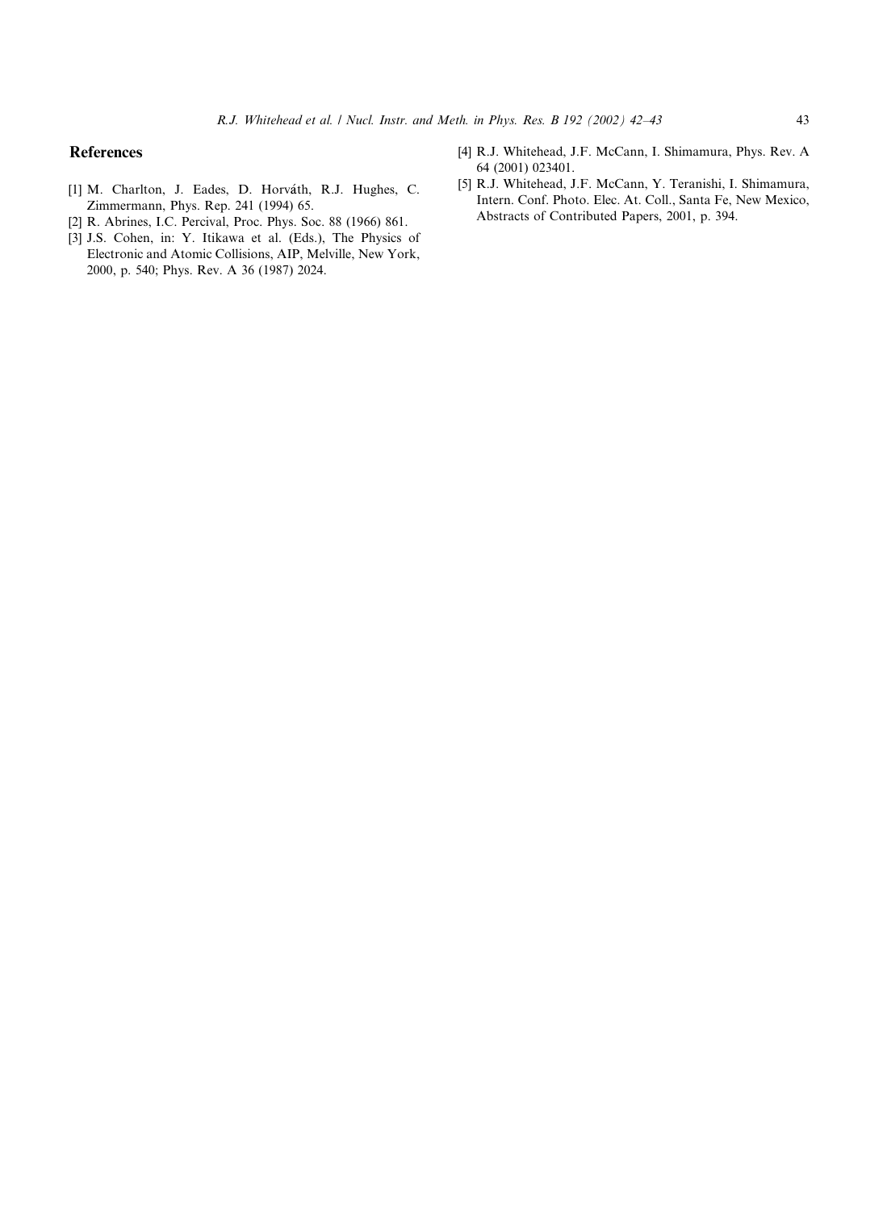## References

[1] M. Charlton, J. Eades, D. Horváth, R.J. Hughes, C. Zimmermann, Phys. Rep. 241 (1994) 65.

[2] R. Abrines, I.C. Percival, Proc. Phys. Soc. 88 (1966) 861.

[3] J.S. Cohen, in: Y. Itikawa et al. (Eds.), The Physics of Electronic and Atomic Collisions, AIP, Melville, New York, 2000, p. 540; Phys. Rev. A 36 (1987) 2024.

[4] R.J. Whitehead, J.F. McCann, I. Shimamura, Phys. Rev. A 64 (2001) 023401.

[5] R.J. Whitehead, J.F. McCann, Y. Teranishi, I. Shimamura, Intern. Conf. Photo. Elec. At. Coll., Santa Fe, New Mexico, Abstracts of Contributed Papers, 2001, p. 394.